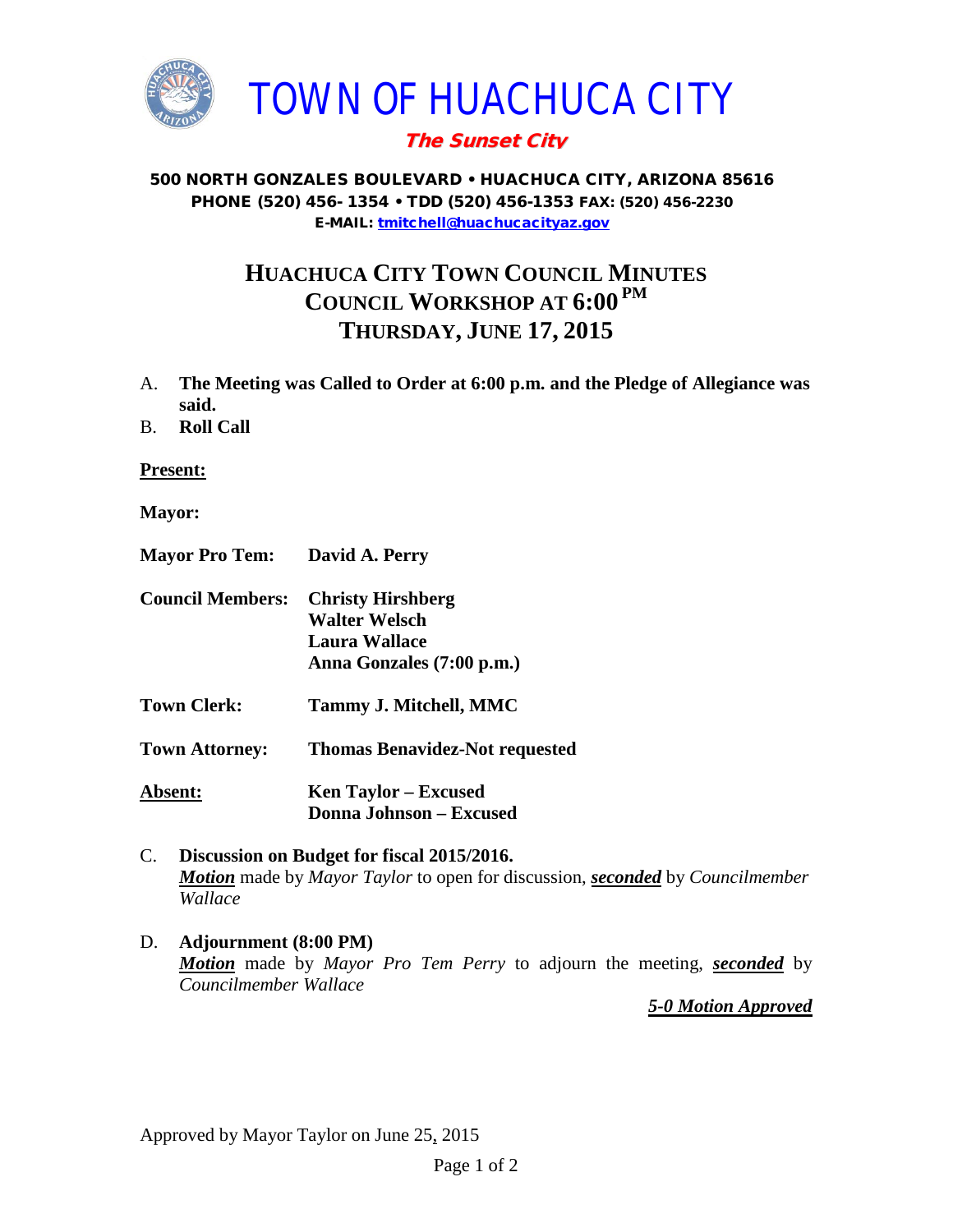# TOWN OF HUACHUCA CITY

***The Sunset City***

**500 NORTH GONZALES BOULEVARD • HUACHUCA CITY, ARIZONA 85616**
**PHONE (520) 456- 1354 • TDD (520) 456-1353 FAX: (520) 456-2230**
**E-MAIL: tmitchell@huachucacityaz.gov**

## HUACHUCA CITY TOWN COUNCIL MINUTES
## COUNCIL WORKSHOP AT 6:00 PM
## THURSDAY, JUNE 17, 2015

A. **The Meeting was Called to Order at 6:00 p.m. and the Pledge of Allegiance was said.**

B. **Roll Call**

**Present:**

**Mayor:**

**Mayor Pro Tem:** **David A. Perry**

**Council Members:** **Christy Hirshberg**
**Walter Welsch**
**Laura Wallace**
**Anna Gonzales (7:00 p.m.)**

**Town Clerk:** **Tammy J. Mitchell, MMC**

**Town Attorney:** **Thomas Benavidez-Not requested**

**Absent:** **Ken Taylor – Excused**
**Donna Johnson – Excused**

C. **Discussion on Budget for fiscal 2015/2016.**
***Motion*** made by *Mayor Taylor* to open for discussion, ***seconded*** by *Councilmember Wallace*

D. **Adjournment (8:00 PM)**
***Motion*** made by *Mayor Pro Tem Perry* to adjourn the meeting, ***seconded*** by *Councilmember Wallace*

***5-0 Motion Approved***

Approved by Mayor Taylor on June 25, 2015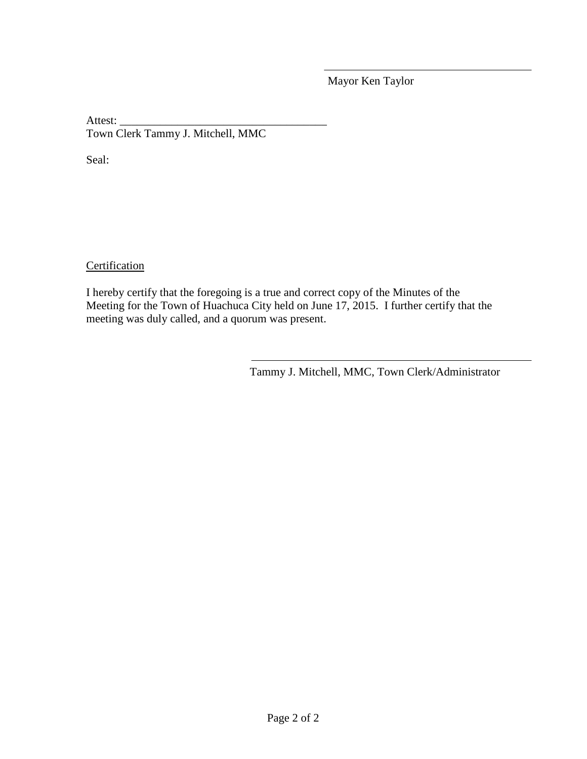\_\_\_\_\_\_\_\_\_\_\_\_\_\_\_\_\_\_\_\_\_\_\_\_\_\_\_\_\_\_\_\_\_\_\_\_

Mayor Ken Taylor

Attest: \_\_\_\_\_\_\_\_\_\_\_\_\_\_\_\_\_\_\_\_\_\_\_\_\_\_\_\_\_\_\_\_\_\_\_\_

Town Clerk Tammy J. Mitchell, MMC

Seal:

Certification

I hereby certify that the foregoing is a true and correct copy of the Minutes of the Meeting for the Town of Huachuca City held on June 17, 2015. I further certify that the meeting was duly called, and a quorum was present.

\_\_\_\_\_\_\_\_\_\_\_\_\_\_\_\_\_\_\_\_\_\_\_\_\_\_\_\_\_\_\_\_\_\_\_\_\_\_\_\_\_\_\_\_\_\_

Tammy J. Mitchell, MMC, Town Clerk/Administrator